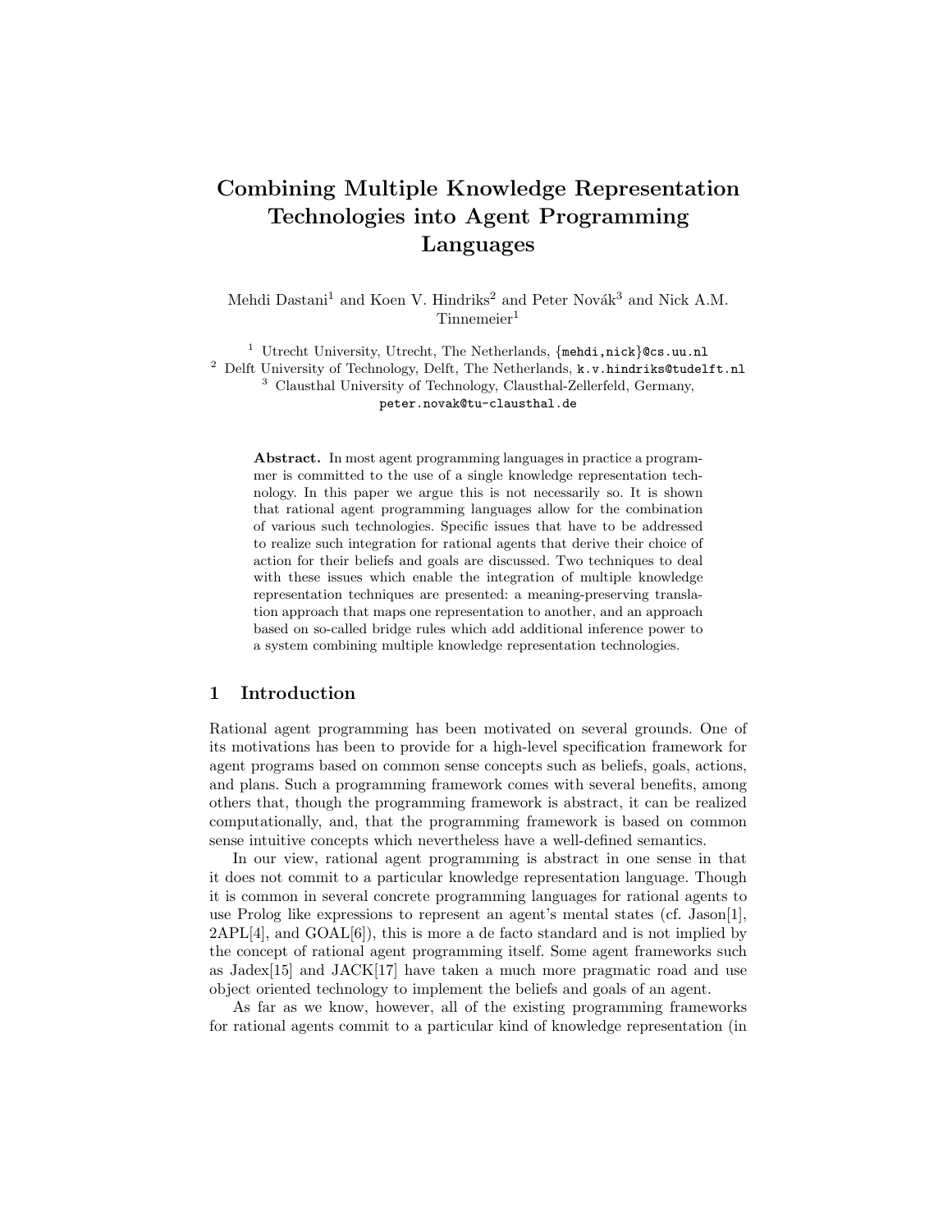# Combining Multiple Knowledge Representation Technologies into Agent Programming Languages

Mehdi Dastani[1] and Koen V. Hindriks[2] and Peter Novák[3] and Nick A.M. Tinnemeier[1]

[1] Utrecht University, Utrecht, The Netherlands, {mehdi,nick}@cs.uu.nl
[2] Delft University of Technology, Delft, The Netherlands, k.v.hindriks@tudelft.nl
[3] Clausthal University of Technology, Clausthal-Zellerfeld, Germany, peter.novak@tu-clausthal.de

**Abstract.** In most agent programming languages in practice a programmer is committed to the use of a single knowledge representation technology. In this paper we argue this is not necessarily so. It is shown that rational agent programming languages allow for the combination of various such technologies. Specific issues that have to be addressed to realize such integration for rational agents that derive their choice of action for their beliefs and goals are discussed. Two techniques to deal with these issues which enable the integration of multiple knowledge representation techniques are presented: a meaning-preserving translation approach that maps one representation to another, and an approach based on so-called bridge rules which add additional inference power to a system combining multiple knowledge representation technologies.

## 1 Introduction

Rational agent programming has been motivated on several grounds. One of its motivations has been to provide for a high-level specification framework for agent programs based on common sense concepts such as beliefs, goals, actions, and plans. Such a programming framework comes with several benefits, among others that, though the programming framework is abstract, it can be realized computationally, and, that the programming framework is based on common sense intuitive concepts which nevertheless have a well-defined semantics.

In our view, rational agent programming is abstract in one sense in that it does not commit to a particular knowledge representation language. Though it is common in several concrete programming languages for rational agents to use Prolog like expressions to represent an agent's mental states (cf. Jason[1], 2APL[4], and GOAL[6]), this is more a de facto standard and is not implied by the concept of rational agent programming itself. Some agent frameworks such as Jadex[15] and JACK[17] have taken a much more pragmatic road and use object oriented technology to implement the beliefs and goals of an agent.

As far as we know, however, all of the existing programming frameworks for rational agents commit to a particular kind of knowledge representation (in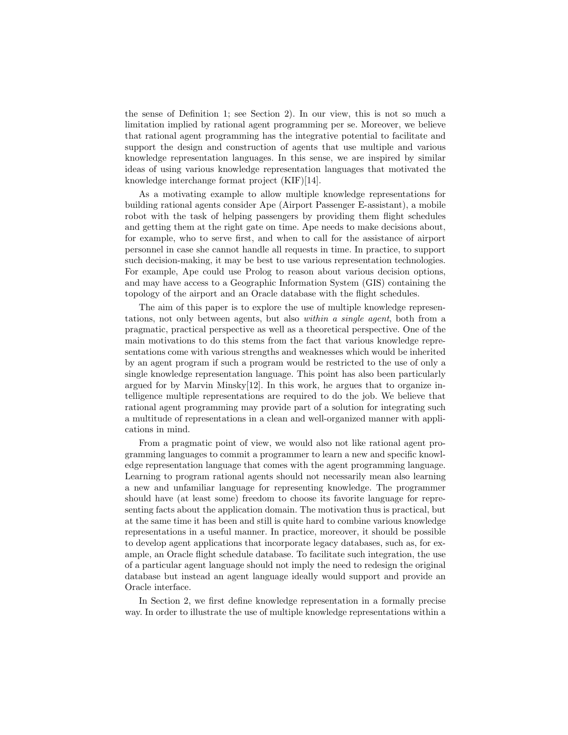the sense of Definition 1; see Section 2). In our view, this is not so much a limitation implied by rational agent programming per se. Moreover, we believe that rational agent programming has the integrative potential to facilitate and support the design and construction of agents that use multiple and various knowledge representation languages. In this sense, we are inspired by similar ideas of using various knowledge representation languages that motivated the knowledge interchange format project (KIF)[14].

As a motivating example to allow multiple knowledge representations for building rational agents consider Ape (Airport Passenger E-assistant), a mobile robot with the task of helping passengers by providing them flight schedules and getting them at the right gate on time. Ape needs to make decisions about, for example, who to serve first, and when to call for the assistance of airport personnel in case she cannot handle all requests in time. In practice, to support such decision-making, it may be best to use various representation technologies. For example, Ape could use Prolog to reason about various decision options, and may have access to a Geographic Information System (GIS) containing the topology of the airport and an Oracle database with the flight schedules.

The aim of this paper is to explore the use of multiple knowledge representations, not only between agents, but also *within a single agent*, both from a pragmatic, practical perspective as well as a theoretical perspective. One of the main motivations to do this stems from the fact that various knowledge representations come with various strengths and weaknesses which would be inherited by an agent program if such a program would be restricted to the use of only a single knowledge representation language. This point has also been particularly argued for by Marvin Minsky[12]. In this work, he argues that to organize intelligence multiple representations are required to do the job. We believe that rational agent programming may provide part of a solution for integrating such a multitude of representations in a clean and well-organized manner with applications in mind.

From a pragmatic point of view, we would also not like rational agent programming languages to commit a programmer to learn a new and specific knowledge representation language that comes with the agent programming language. Learning to program rational agents should not necessarily mean also learning a new and unfamiliar language for representing knowledge. The programmer should have (at least some) freedom to choose its favorite language for representing facts about the application domain. The motivation thus is practical, but at the same time it has been and still is quite hard to combine various knowledge representations in a useful manner. In practice, moreover, it should be possible to develop agent applications that incorporate legacy databases, such as, for example, an Oracle flight schedule database. To facilitate such integration, the use of a particular agent language should not imply the need to redesign the original database but instead an agent language ideally would support and provide an Oracle interface.

In Section 2, we first define knowledge representation in a formally precise way. In order to illustrate the use of multiple knowledge representations within a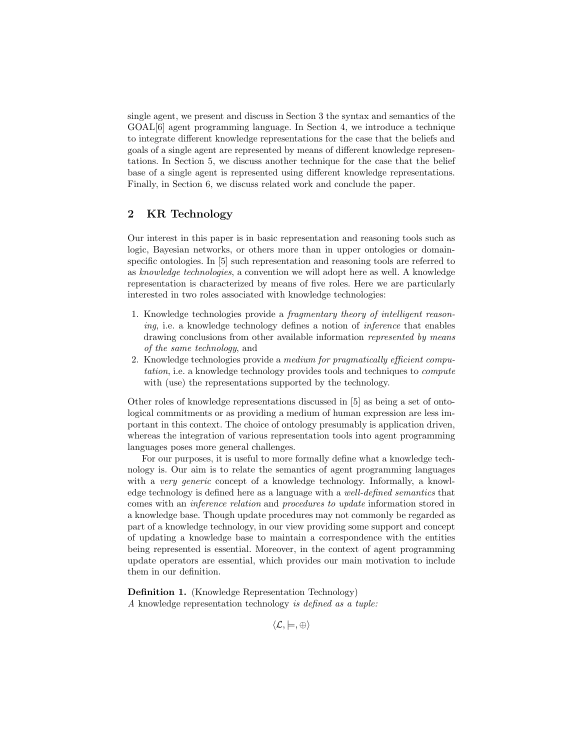single agent, we present and discuss in Section 3 the syntax and semantics of the GOAL[6] agent programming language. In Section 4, we introduce a technique to integrate different knowledge representations for the case that the beliefs and goals of a single agent are represented by means of different knowledge representations. In Section 5, we discuss another technique for the case that the belief base of a single agent is represented using different knowledge representations. Finally, in Section 6, we discuss related work and conclude the paper.

## 2 KR Technology

Our interest in this paper is in basic representation and reasoning tools such as logic, Bayesian networks, or others more than in upper ontologies or domain-specific ontologies. In [5] such representation and reasoning tools are referred to as *knowledge technologies*, a convention we will adopt here as well. A knowledge representation is characterized by means of five roles. Here we are particularly interested in two roles associated with knowledge technologies:

1. Knowledge technologies provide a *fragmentary theory of intelligent reasoning*, i.e. a knowledge technology defines a notion of *inference* that enables drawing conclusions from other available information *represented by means of the same technology*, and
2. Knowledge technologies provide a *medium for pragmatically efficient computation*, i.e. a knowledge technology provides tools and techniques to *compute* with (use) the representations supported by the technology.

Other roles of knowledge representations discussed in [5] as being a set of ontological commitments or as providing a medium of human expression are less important in this context. The choice of ontology presumably is application driven, whereas the integration of various representation tools into agent programming languages poses more general challenges.

For our purposes, it is useful to more formally define what a knowledge technology is. Our aim is to relate the semantics of agent programming languages with a *very generic* concept of a knowledge technology. Informally, a knowledge technology is defined here as a language with a *well-defined semantics* that comes with an *inference relation* and *procedures to update* information stored in a knowledge base. Though update procedures may not commonly be regarded as part of a knowledge technology, in our view providing some support and concept of updating a knowledge base to maintain a correspondence with the entities being represented is essential. Moreover, in the context of agent programming update operators are essential, which provides our main motivation to include them in our definition.

**Definition 1.** (Knowledge Representation Technology)
*A* knowledge representation technology *is defined as a tuple:*

$$\langle \mathcal{L}, \models, \oplus \rangle$$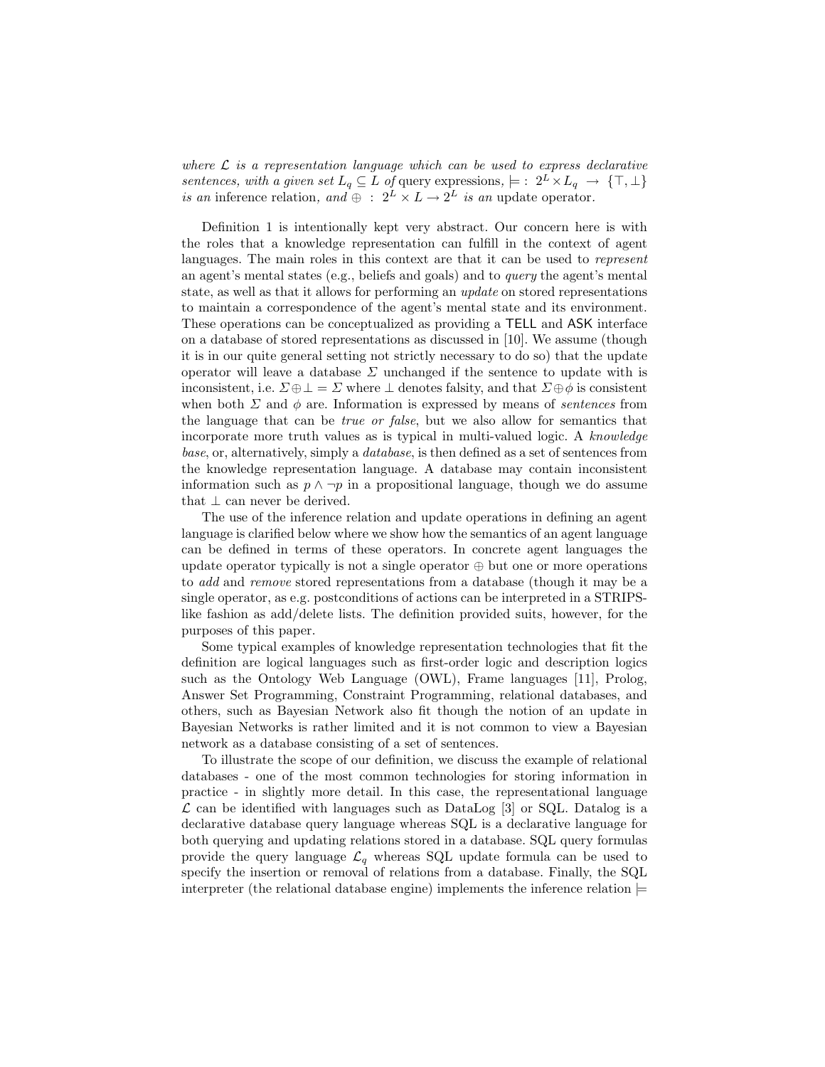*where $\mathcal{L}$ is a representation language which can be used to express declarative sentences, with a given set $L_q \subseteq L$ of* query expressions*, $\models : 2^L \times L_q \rightarrow \{\top, \bot\}$ is an* inference relation*, and $\oplus : 2^L \times L \rightarrow 2^L$ is an* update operator*.*

Definition 1 is intentionally kept very abstract. Our concern here is with the roles that a knowledge representation can fulfill in the context of agent languages. The main roles in this context are that it can be used to *represent* an agent's mental states (e.g., beliefs and goals) and to *query* the agent's mental state, as well as that it allows for performing an *update* on stored representations to maintain a correspondence of the agent's mental state and its environment. These operations can be conceptualized as providing a TELL and ASK interface on a database of stored representations as discussed in [10]. We assume (though it is in our quite general setting not strictly necessary to do so) that the update operator will leave a database $\Sigma$ unchanged if the sentence to update with is inconsistent, i.e. $\Sigma \oplus \bot = \Sigma$ where $\bot$ denotes falsity, and that $\Sigma \oplus \phi$ is consistent when both $\Sigma$ and $\phi$ are. Information is expressed by means of *sentences* from the language that can be *true or false*, but we also allow for semantics that incorporate more truth values as is typical in multi-valued logic. A *knowledge base*, or, alternatively, simply a *database*, is then defined as a set of sentences from the knowledge representation language. A database may contain inconsistent information such as $p \wedge \neg p$ in a propositional language, though we do assume that $\bot$ can never be derived.

The use of the inference relation and update operations in defining an agent language is clarified below where we show how the semantics of an agent language can be defined in terms of these operators. In concrete agent languages the update operator typically is not a single operator $\oplus$ but one or more operations to *add* and *remove* stored representations from a database (though it may be a single operator, as e.g. postconditions of actions can be interpreted in a STRIPS-like fashion as add/delete lists. The definition provided suits, however, for the purposes of this paper.

Some typical examples of knowledge representation technologies that fit the definition are logical languages such as first-order logic and description logics such as the Ontology Web Language (OWL), Frame languages [11], Prolog, Answer Set Programming, Constraint Programming, relational databases, and others, such as Bayesian Network also fit though the notion of an update in Bayesian Networks is rather limited and it is not common to view a Bayesian network as a database consisting of a set of sentences.

To illustrate the scope of our definition, we discuss the example of relational databases - one of the most common technologies for storing information in practice - in slightly more detail. In this case, the representational language $\mathcal{L}$ can be identified with languages such as DataLog [3] or SQL. Datalog is a declarative database query language whereas SQL is a declarative language for both querying and updating relations stored in a database. SQL query formulas provide the query language $\mathcal{L}_q$ whereas SQL update formula can be used to specify the insertion or removal of relations from a database. Finally, the SQL interpreter (the relational database engine) implements the inference relation $\models$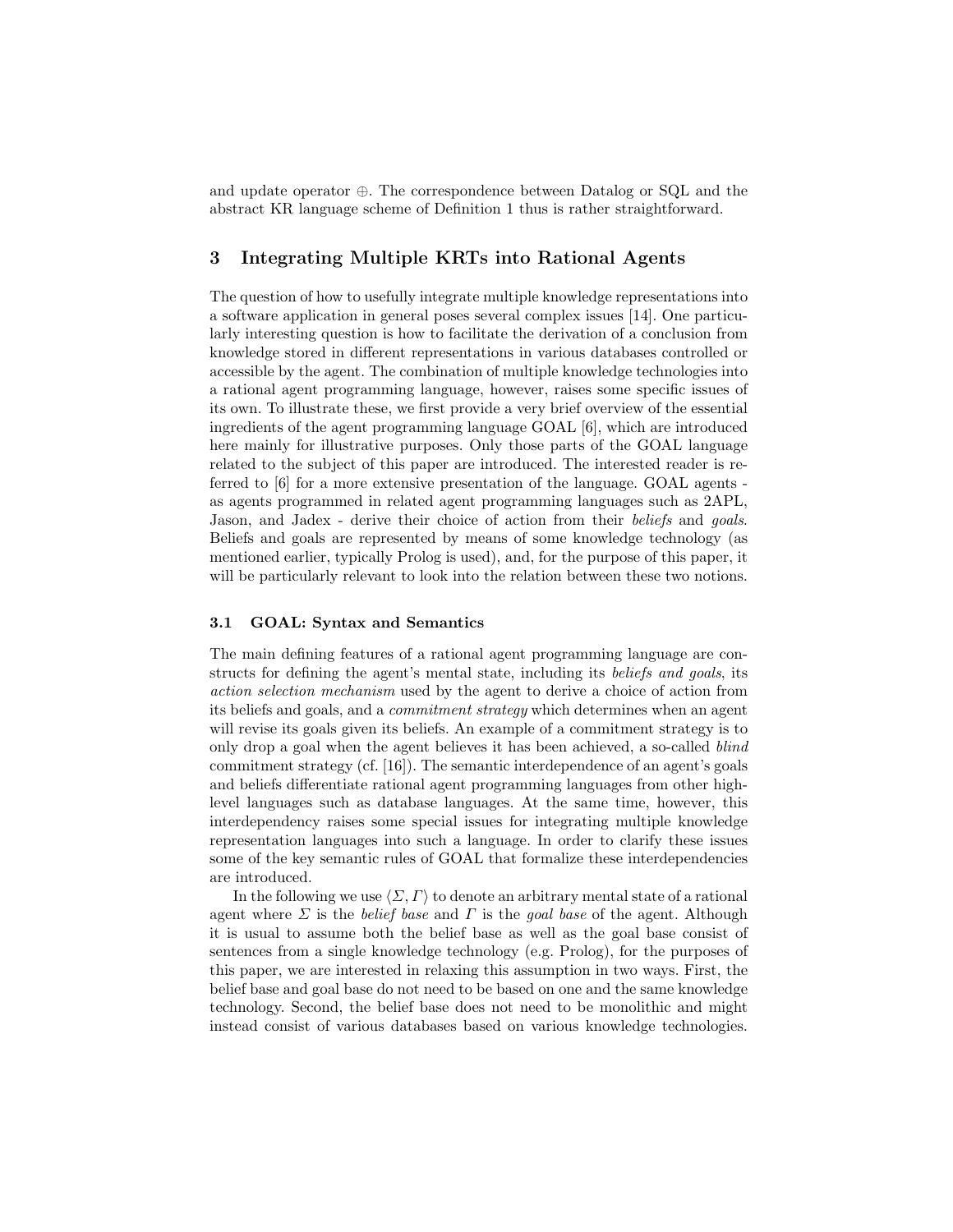and update operator $\oplus$. The correspondence between Datalog or SQL and the abstract KR language scheme of Definition 1 thus is rather straightforward.

## 3 Integrating Multiple KRTs into Rational Agents

The question of how to usefully integrate multiple knowledge representations into a software application in general poses several complex issues [14]. One particularly interesting question is how to facilitate the derivation of a conclusion from knowledge stored in different representations in various databases controlled or accessible by the agent. The combination of multiple knowledge technologies into a rational agent programming language, however, raises some specific issues of its own. To illustrate these, we first provide a very brief overview of the essential ingredients of the agent programming language GOAL [6], which are introduced here mainly for illustrative purposes. Only those parts of the GOAL language related to the subject of this paper are introduced. The interested reader is referred to [6] for a more extensive presentation of the language. GOAL agents - as agents programmed in related agent programming languages such as 2APL, Jason, and Jadex - derive their choice of action from their *beliefs* and *goals*. Beliefs and goals are represented by means of some knowledge technology (as mentioned earlier, typically Prolog is used), and, for the purpose of this paper, it will be particularly relevant to look into the relation between these two notions.

### 3.1 GOAL: Syntax and Semantics

The main defining features of a rational agent programming language are constructs for defining the agent's mental state, including its *beliefs and goals*, its *action selection mechanism* used by the agent to derive a choice of action from its beliefs and goals, and a *commitment strategy* which determines when an agent will revise its goals given its beliefs. An example of a commitment strategy is to only drop a goal when the agent believes it has been achieved, a so-called *blind* commitment strategy (cf. [16]). The semantic interdependence of an agent's goals and beliefs differentiate rational agent programming languages from other high-level languages such as database languages. At the same time, however, this interdependency raises some special issues for integrating multiple knowledge representation languages into such a language. In order to clarify these issues some of the key semantic rules of GOAL that formalize these interdependencies are introduced.

In the following we use $\langle \Sigma, \Gamma \rangle$ to denote an arbitrary mental state of a rational agent where $\Sigma$ is the *belief base* and $\Gamma$ is the *goal base* of the agent. Although it is usual to assume both the belief base as well as the goal base consist of sentences from a single knowledge technology (e.g. Prolog), for the purposes of this paper, we are interested in relaxing this assumption in two ways. First, the belief base and goal base do not need to be based on one and the same knowledge technology. Second, the belief base does not need to be monolithic and might instead consist of various databases based on various knowledge technologies.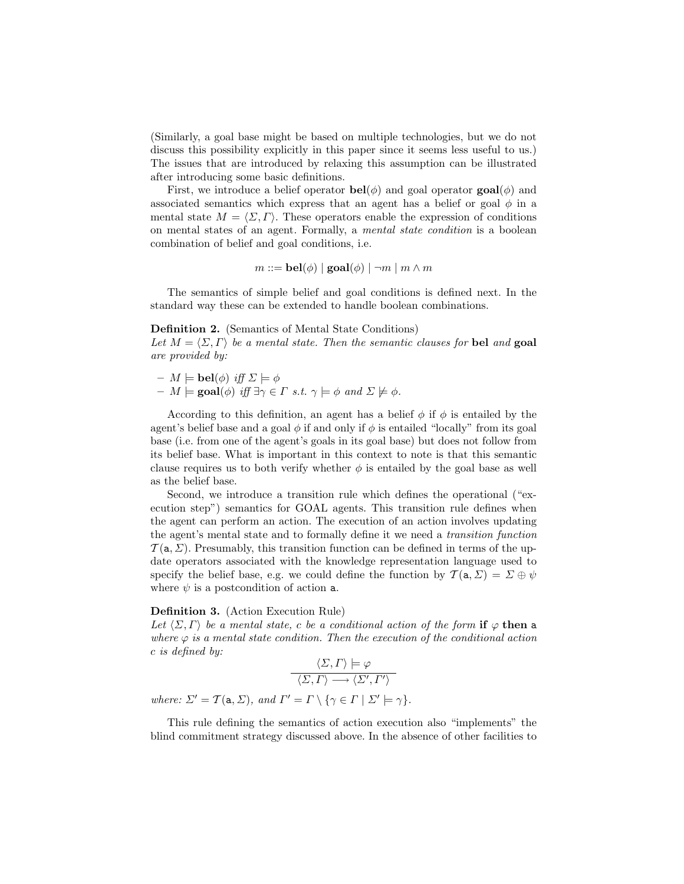(Similarly, a goal base might be based on multiple technologies, but we do not discuss this possibility explicitly in this paper since it seems less useful to us.) The issues that are introduced by relaxing this assumption can be illustrated after introducing some basic definitions.

First, we introduce a belief operator $\mathbf{bel}(\phi)$ and goal operator $\mathbf{goal}(\phi)$ and associated semantics which express that an agent has a belief or goal $\phi$ in a mental state $M = \langle \Sigma, \Gamma \rangle$. These operators enable the expression of conditions on mental states of an agent. Formally, a *mental state condition* is a boolean combination of belief and goal conditions, i.e.

$$m ::= \mathbf{bel}(\phi) \mid \mathbf{goal}(\phi) \mid \neg m \mid m \wedge m$$

The semantics of simple belief and goal conditions is defined next. In the standard way these can be extended to handle boolean combinations.

**Definition 2.** (Semantics of Mental State Conditions)
*Let $M = \langle \Sigma, \Gamma \rangle$ be a mental state. Then the semantic clauses for* **bel** *and* **goal** *are provided by:*

- $M \models \mathbf{bel}(\phi)$ *iff* $\Sigma \models \phi$
- $M \models \mathbf{goal}(\phi)$ *iff* $\exists \gamma \in \Gamma$ *s.t.* $\gamma \models \phi$ *and* $\Sigma \not\models \phi$.

According to this definition, an agent has a belief $\phi$ if $\phi$ is entailed by the agent's belief base and a goal $\phi$ if and only if $\phi$ is entailed "locally" from its goal base (i.e. from one of the agent's goals in its goal base) but does not follow from its belief base. What is important in this context to note is that this semantic clause requires us to both verify whether $\phi$ is entailed by the goal base as well as the belief base.

Second, we introduce a transition rule which defines the operational ("execution step") semantics for GOAL agents. This transition rule defines when the agent can perform an action. The execution of an action involves updating the agent's mental state and to formally define it we need a *transition function* $\mathcal{T}(\mathsf{a}, \Sigma)$. Presumably, this transition function can be defined in terms of the update operators associated with the knowledge representation language used to specify the belief base, e.g. we could define the function by $\mathcal{T}(\mathsf{a}, \Sigma) = \Sigma \oplus \psi$ where $\psi$ is a postcondition of action $\mathsf{a}$.

**Definition 3.** (Action Execution Rule)
*Let $\langle \Sigma, \Gamma \rangle$ be a mental state, $c$ be a conditional action of the form* **if** $\varphi$ **then** $\mathsf{a}$ *where $\varphi$ is a mental state condition. Then the execution of the conditional action $c$ is defined by:*

$$\frac{\langle \Sigma, \Gamma \rangle \models \varphi}{\langle \Sigma, \Gamma \rangle \longrightarrow \langle \Sigma', \Gamma' \rangle}$$

*where:* $\Sigma' = \mathcal{T}(\mathsf{a}, \Sigma)$*, and* $\Gamma' = \Gamma \setminus \{\gamma \in \Gamma \mid \Sigma' \models \gamma\}$.

This rule defining the semantics of action execution also "implements" the blind commitment strategy discussed above. In the absence of other facilities to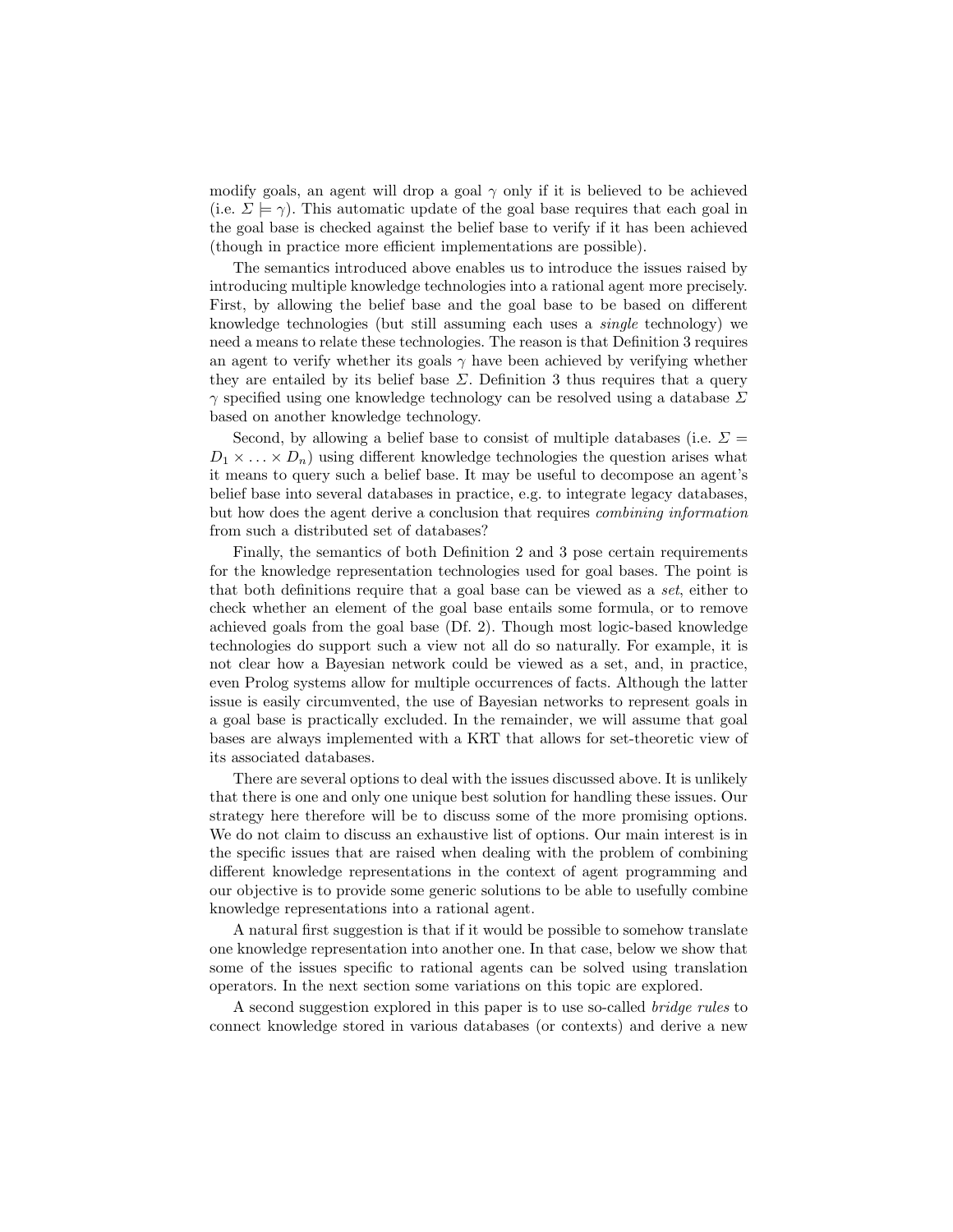modify goals, an agent will drop a goal $\gamma$ only if it is believed to be achieved (i.e. $\Sigma \models \gamma$). This automatic update of the goal base requires that each goal in the goal base is checked against the belief base to verify if it has been achieved (though in practice more efficient implementations are possible).

The semantics introduced above enables us to introduce the issues raised by introducing multiple knowledge technologies into a rational agent more precisely. First, by allowing the belief base and the goal base to be based on different knowledge technologies (but still assuming each uses a *single* technology) we need a means to relate these technologies. The reason is that Definition 3 requires an agent to verify whether its goals $\gamma$ have been achieved by verifying whether they are entailed by its belief base $\Sigma$. Definition 3 thus requires that a query $\gamma$ specified using one knowledge technology can be resolved using a database $\Sigma$ based on another knowledge technology.

Second, by allowing a belief base to consist of multiple databases (i.e. $\Sigma = D_1 \times \ldots \times D_n$) using different knowledge technologies the question arises what it means to query such a belief base. It may be useful to decompose an agent's belief base into several databases in practice, e.g. to integrate legacy databases, but how does the agent derive a conclusion that requires *combining information* from such a distributed set of databases?

Finally, the semantics of both Definition 2 and 3 pose certain requirements for the knowledge representation technologies used for goal bases. The point is that both definitions require that a goal base can be viewed as a *set*, either to check whether an element of the goal base entails some formula, or to remove achieved goals from the goal base (Df. 2). Though most logic-based knowledge technologies do support such a view not all do so naturally. For example, it is not clear how a Bayesian network could be viewed as a set, and, in practice, even Prolog systems allow for multiple occurrences of facts. Although the latter issue is easily circumvented, the use of Bayesian networks to represent goals in a goal base is practically excluded. In the remainder, we will assume that goal bases are always implemented with a KRT that allows for set-theoretic view of its associated databases.

There are several options to deal with the issues discussed above. It is unlikely that there is one and only one unique best solution for handling these issues. Our strategy here therefore will be to discuss some of the more promising options. We do not claim to discuss an exhaustive list of options. Our main interest is in the specific issues that are raised when dealing with the problem of combining different knowledge representations in the context of agent programming and our objective is to provide some generic solutions to be able to usefully combine knowledge representations into a rational agent.

A natural first suggestion is that if it would be possible to somehow translate one knowledge representation into another one. In that case, below we show that some of the issues specific to rational agents can be solved using translation operators. In the next section some variations on this topic are explored.

A second suggestion explored in this paper is to use so-called *bridge rules* to connect knowledge stored in various databases (or contexts) and derive a new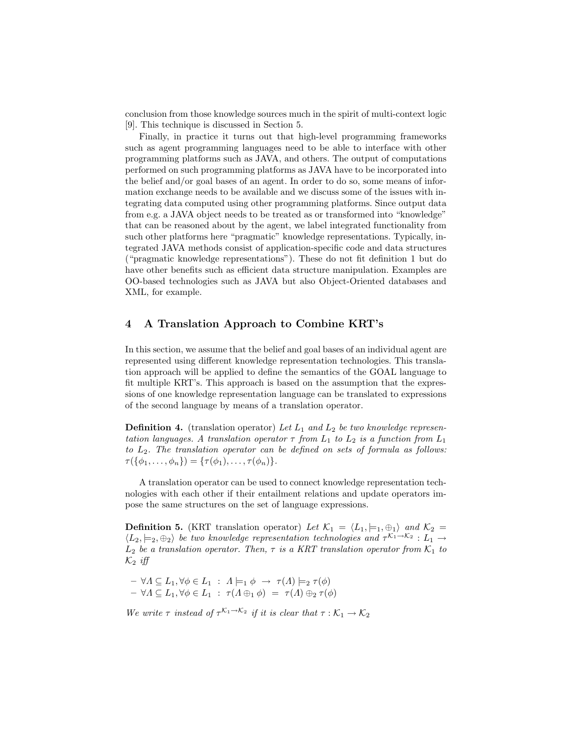conclusion from those knowledge sources much in the spirit of multi-context logic [9]. This technique is discussed in Section 5.

Finally, in practice it turns out that high-level programming frameworks such as agent programming languages need to be able to interface with other programming platforms such as JAVA, and others. The output of computations performed on such programming platforms as JAVA have to be incorporated into the belief and/or goal bases of an agent. In order to do so, some means of information exchange needs to be available and we discuss some of the issues with integrating data computed using other programming platforms. Since output data from e.g. a JAVA object needs to be treated as or transformed into "knowledge" that can be reasoned about by the agent, we label integrated functionality from such other platforms here "pragmatic" knowledge representations. Typically, integrated JAVA methods consist of application-specific code and data structures ("pragmatic knowledge representations"). These do not fit definition 1 but do have other benefits such as efficient data structure manipulation. Examples are OO-based technologies such as JAVA but also Object-Oriented databases and XML, for example.

## 4 A Translation Approach to Combine KRT's

In this section, we assume that the belief and goal bases of an individual agent are represented using different knowledge representation technologies. This translation approach will be applied to define the semantics of the GOAL language to fit multiple KRT's. This approach is based on the assumption that the expressions of one knowledge representation language can be translated to expressions of the second language by means of a translation operator.

**Definition 4.** (translation operator) *Let $L_1$ and $L_2$ be two knowledge representation languages. A translation operator $\tau$ from $L_1$ to $L_2$ is a function from $L_1$ to $L_2$. The translation operator can be defined on sets of formula as follows: $\tau(\{\phi_1, \ldots, \phi_n\}) = \{\tau(\phi_1), \ldots, \tau(\phi_n)\}$.*

A translation operator can be used to connect knowledge representation technologies with each other if their entailment relations and update operators impose the same structures on the set of language expressions.

**Definition 5.** (KRT translation operator) *Let $\mathcal{K}_1 = \langle L_1, \models_1, \oplus_1 \rangle$ and $\mathcal{K}_2 = \langle L_2, \models_2, \oplus_2 \rangle$ be two knowledge representation technologies and $\tau^{\mathcal{K}_1 \to \mathcal{K}_2} : L_1 \to L_2$ be a translation operator. Then, $\tau$ is a KRT translation operator from $\mathcal{K}_1$ to $\mathcal{K}_2$ iff*

- $\forall \Lambda \subseteq L_1, \forall \phi \in L_1 \ : \ \Lambda \models_1 \phi \ \to \ \tau(\Lambda) \models_2 \tau(\phi)$
- $\forall \Lambda \subseteq L_1, \forall \phi \in L_1 \ : \ \tau(\Lambda \oplus_1 \phi) \ = \ \tau(\Lambda) \oplus_2 \tau(\phi)$

*We write $\tau$ instead of $\tau^{\mathcal{K}_1 \to \mathcal{K}_2}$ if it is clear that $\tau : \mathcal{K}_1 \to \mathcal{K}_2$*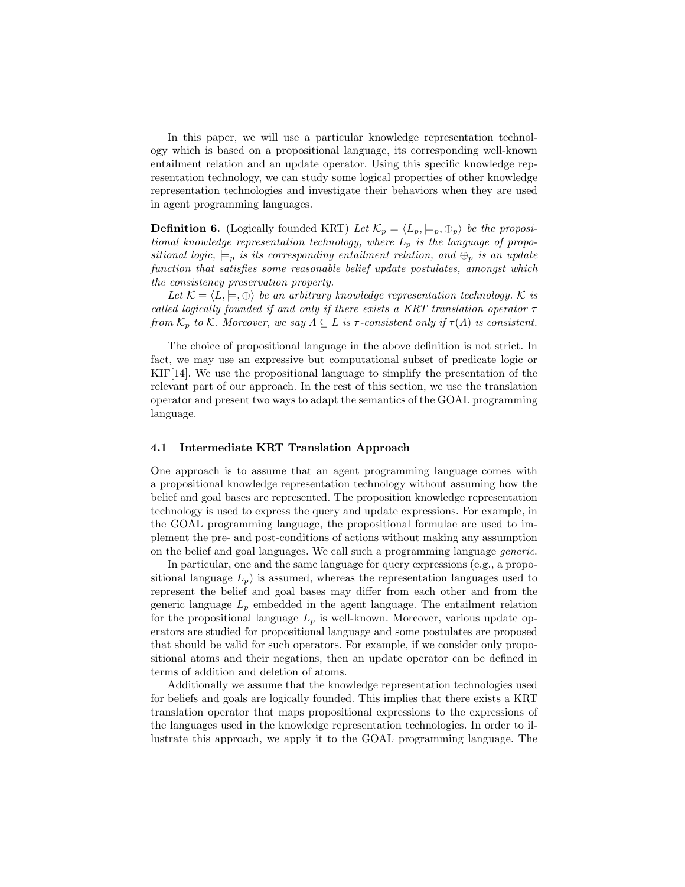In this paper, we will use a particular knowledge representation technology which is based on a propositional language, its corresponding well-known entailment relation and an update operator. Using this specific knowledge representation technology, we can study some logical properties of other knowledge representation technologies and investigate their behaviors when they are used in agent programming languages.

**Definition 6.** (Logically founded KRT) *Let $\mathcal{K}_p = \langle L_p, \models_p, \oplus_p \rangle$ be the propositional knowledge representation technology, where $L_p$ is the language of propositional logic, $\models_p$ is its corresponding entailment relation, and $\oplus_p$ is an update function that satisfies some reasonable belief update postulates, amongst which the consistency preservation property.*

*Let $\mathcal{K} = \langle L, \models, \oplus \rangle$ be an arbitrary knowledge representation technology. $\mathcal{K}$ is called logically founded if and only if there exists a KRT translation operator $\tau$ from $\mathcal{K}_p$ to $\mathcal{K}$. Moreover, we say $\Lambda \subseteq L$ is $\tau$-consistent only if $\tau(\Lambda)$ is consistent.*

The choice of propositional language in the above definition is not strict. In fact, we may use an expressive but computational subset of predicate logic or KIF[14]. We use the propositional language to simplify the presentation of the relevant part of our approach. In the rest of this section, we use the translation operator and present two ways to adapt the semantics of the GOAL programming language.

### 4.1 Intermediate KRT Translation Approach

One approach is to assume that an agent programming language comes with a propositional knowledge representation technology without assuming how the belief and goal bases are represented. The proposition knowledge representation technology is used to express the query and update expressions. For example, in the GOAL programming language, the propositional formulae are used to implement the pre- and post-conditions of actions without making any assumption on the belief and goal languages. We call such a programming language *generic*.

In particular, one and the same language for query expressions (e.g., a propositional language $L_p$) is assumed, whereas the representation languages used to represent the belief and goal bases may differ from each other and from the generic language $L_p$ embedded in the agent language. The entailment relation for the propositional language $L_p$ is well-known. Moreover, various update operators are studied for propositional language and some postulates are proposed that should be valid for such operators. For example, if we consider only propositional atoms and their negations, then an update operator can be defined in terms of addition and deletion of atoms.

Additionally we assume that the knowledge representation technologies used for beliefs and goals are logically founded. This implies that there exists a KRT translation operator that maps propositional expressions to the expressions of the languages used in the knowledge representation technologies. In order to illustrate this approach, we apply it to the GOAL programming language. The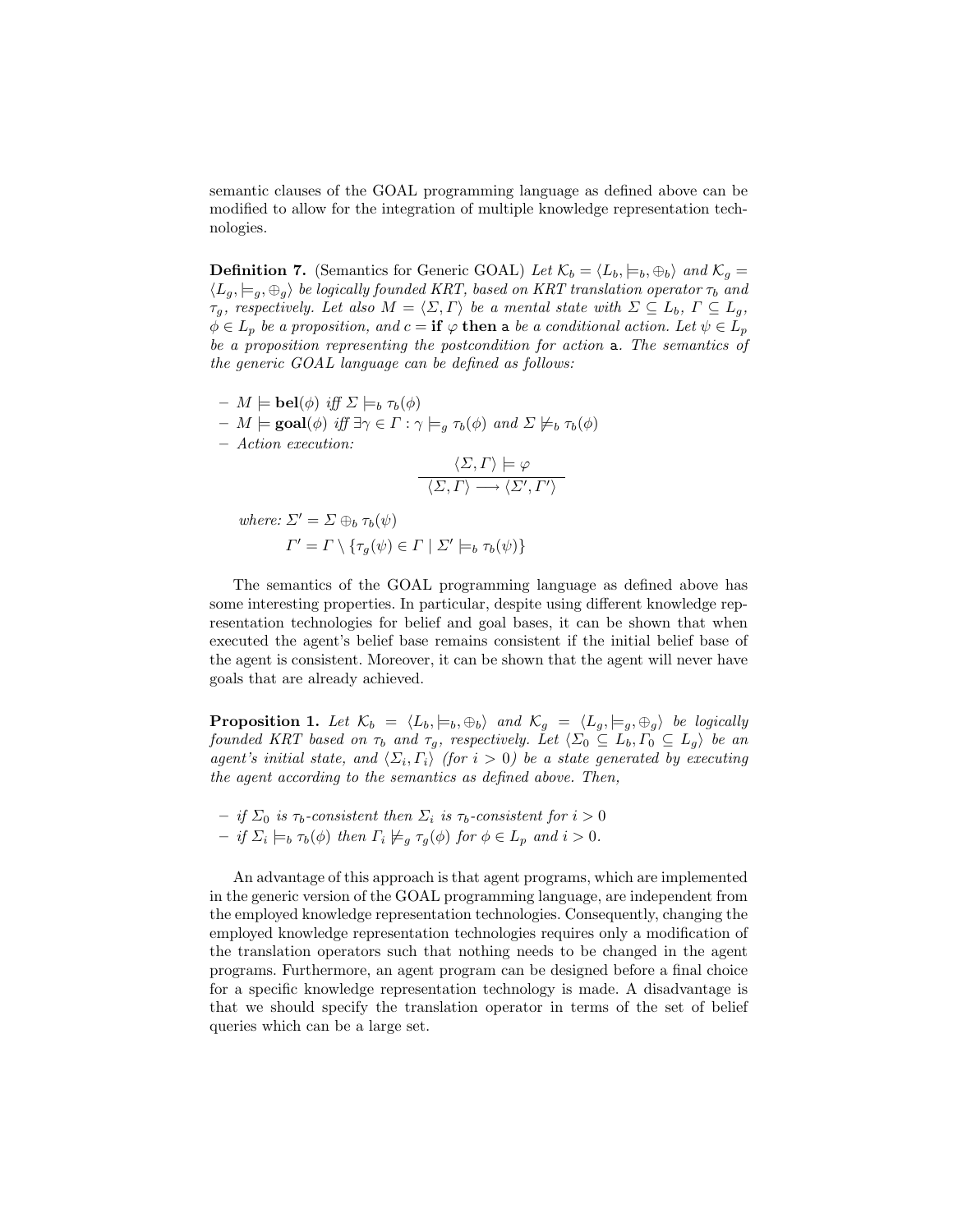semantic clauses of the GOAL programming language as defined above can be modified to allow for the integration of multiple knowledge representation technologies.

**Definition 7.** (Semantics for Generic GOAL) *Let $\mathcal{K}_b = \langle L_b, \models_b, \oplus_b \rangle$ and $\mathcal{K}_g = \langle L_g, \models_g, \oplus_g \rangle$ be logically founded KRT, based on KRT translation operator $\tau_b$ and $\tau_g$, respectively. Let also $M = \langle \Sigma, \Gamma \rangle$ be a mental state with $\Sigma \subseteq L_b$, $\Gamma \subseteq L_g$, $\phi \in L_p$ be a proposition, and $c =$ **if** $\varphi$ **then** $\mathtt{a}$ be a conditional action. Let $\psi \in L_p$ be a proposition representing the postcondition for action* $\mathtt{a}$. *The semantics of the generic GOAL language can be defined as follows:*

- $M \models \mathbf{bel}(\phi)$ *iff* $\Sigma \models_b \tau_b(\phi)$
- $M \models \mathbf{goal}(\phi)$ *iff* $\exists \gamma \in \Gamma : \gamma \models_g \tau_b(\phi)$ *and* $\Sigma \not\models_b \tau_b(\phi)$
- *Action execution:*

$$\frac{\langle \Sigma, \Gamma \rangle \models \varphi}{\langle \Sigma, \Gamma \rangle \longrightarrow \langle \Sigma', \Gamma' \rangle}$$

*where:* $\Sigma' = \Sigma \oplus_b \tau_b(\psi)$

$$\Gamma' = \Gamma \setminus \{\tau_g(\psi) \in \Gamma \mid \Sigma' \models_b \tau_b(\psi)\}$$

The semantics of the GOAL programming language as defined above has some interesting properties. In particular, despite using different knowledge representation technologies for belief and goal bases, it can be shown that when executed the agent's belief base remains consistent if the initial belief base of the agent is consistent. Moreover, it can be shown that the agent will never have goals that are already achieved.

**Proposition 1.** *Let $\mathcal{K}_b = \langle L_b, \models_b, \oplus_b \rangle$ and $\mathcal{K}_g = \langle L_g, \models_g, \oplus_g \rangle$ be logically founded KRT based on $\tau_b$ and $\tau_g$, respectively. Let $\langle \Sigma_0 \subseteq L_b, \Gamma_0 \subseteq L_g \rangle$ be an agent's initial state, and $\langle \Sigma_i, \Gamma_i \rangle$ (for $i > 0$) be a state generated by executing the agent according to the semantics as defined above. Then,*

- *if $\Sigma_0$ is $\tau_b$-consistent then $\Sigma_i$ is $\tau_b$-consistent for $i > 0$*
- *if $\Sigma_i \models_b \tau_b(\phi)$ then $\Gamma_i \not\models_g \tau_g(\phi)$ for $\phi \in L_p$ and $i > 0$.*

An advantage of this approach is that agent programs, which are implemented in the generic version of the GOAL programming language, are independent from the employed knowledge representation technologies. Consequently, changing the employed knowledge representation technologies requires only a modification of the translation operators such that nothing needs to be changed in the agent programs. Furthermore, an agent program can be designed before a final choice for a specific knowledge representation technology is made. A disadvantage is that we should specify the translation operator in terms of the set of belief queries which can be a large set.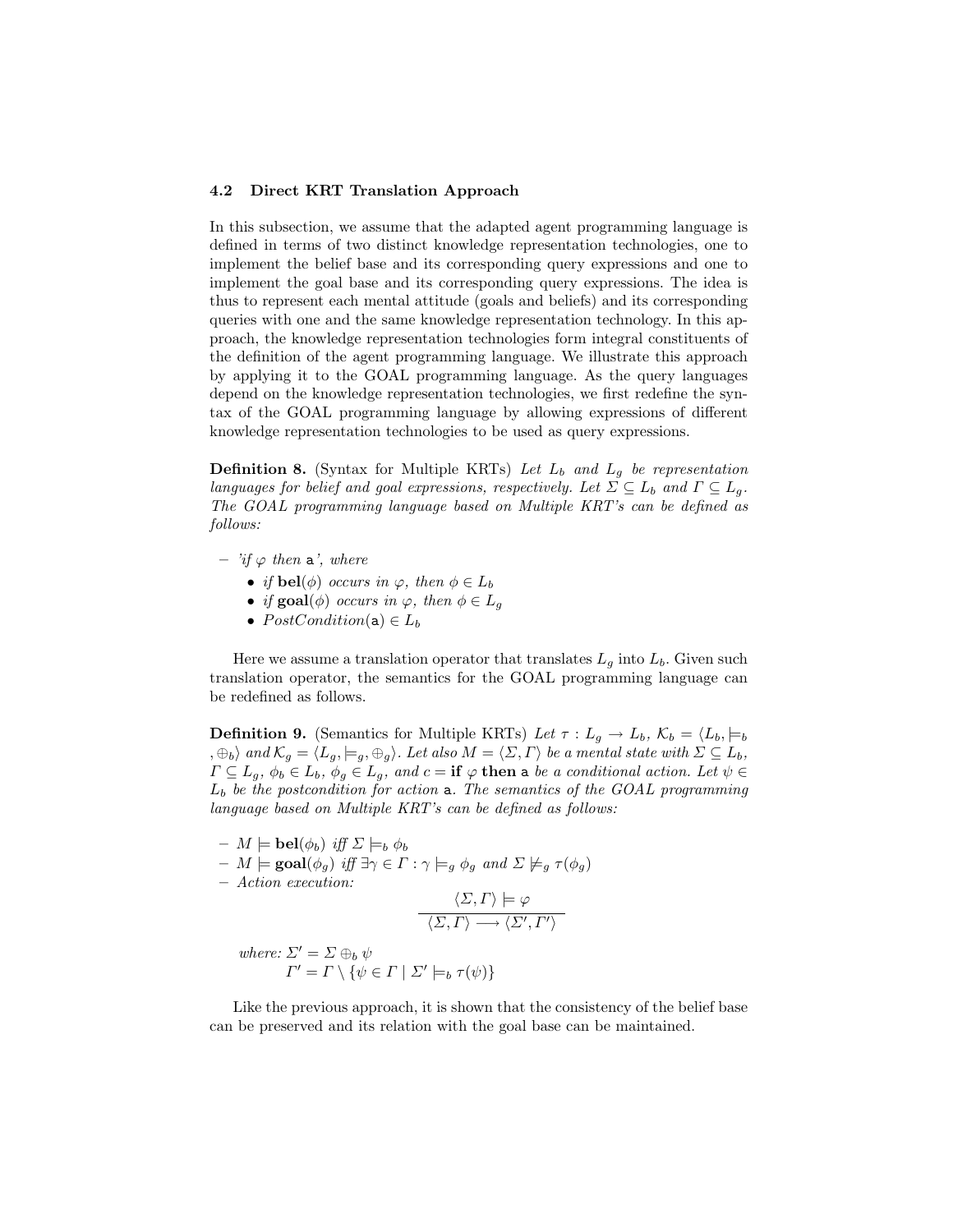### 4.2 Direct KRT Translation Approach

In this subsection, we assume that the adapted agent programming language is defined in terms of two distinct knowledge representation technologies, one to implement the belief base and its corresponding query expressions and one to implement the goal base and its corresponding query expressions. The idea is thus to represent each mental attitude (goals and beliefs) and its corresponding queries with one and the same knowledge representation technology. In this approach, the knowledge representation technologies form integral constituents of the definition of the agent programming language. We illustrate this approach by applying it to the GOAL programming language. As the query languages depend on the knowledge representation technologies, we first redefine the syntax of the GOAL programming language by allowing expressions of different knowledge representation technologies to be used as query expressions.

**Definition 8.** (Syntax for Multiple KRTs) *Let $L_b$ and $L_g$ be representation languages for belief and goal expressions, respectively. Let $\Sigma \subseteq L_b$ and $\Gamma \subseteq L_g$. The GOAL programming language based on Multiple KRT's can be defined as follows:*

- *'if $\varphi$ then $\mathtt{a}$', where*
  - *if $\mathbf{bel}(\phi)$ occurs in $\varphi$, then $\phi \in L_b$*
  - *if $\mathbf{goal}(\phi)$ occurs in $\varphi$, then $\phi \in L_g$*
  - *$PostCondition(\mathtt{a}) \in L_b$*

Here we assume a translation operator that translates $L_g$ into $L_b$. Given such translation operator, the semantics for the GOAL programming language can be redefined as follows.

**Definition 9.** (Semantics for Multiple KRTs) *Let $\tau : L_g \rightarrow L_b$, $\mathcal{K}_b = \langle L_b, \models_b, \oplus_b \rangle$ and $\mathcal{K}_g = \langle L_g, \models_g, \oplus_g \rangle$. Let also $M = \langle \Sigma, \Gamma \rangle$ be a mental state with $\Sigma \subseteq L_b$, $\Gamma \subseteq L_g$, $\phi_b \in L_b$, $\phi_g \in L_g$, and $c =$ **if** $\varphi$ **then** $\mathtt{a}$ be a conditional action. Let $\psi \in L_b$ be the postcondition for action $\mathtt{a}$. The semantics of the GOAL programming language based on Multiple KRT's can be defined as follows:*

- $M \models \mathbf{bel}(\phi_b)$ *iff* $\Sigma \models_b \phi_b$
- $M \models \mathbf{goal}(\phi_g)$ *iff* $\exists \gamma \in \Gamma : \gamma \models_g \phi_g$ *and* $\Sigma \not\models_g \tau(\phi_g)$
- *Action execution:*

$$\frac{\langle \Sigma, \Gamma \rangle \models \varphi}{\langle \Sigma, \Gamma \rangle \longrightarrow \langle \Sigma', \Gamma' \rangle}$$

*where:* $\Sigma' = \Sigma \oplus_b \psi$
$\Gamma' = \Gamma \setminus \{\psi \in \Gamma \mid \Sigma' \models_b \tau(\psi)\}$

Like the previous approach, it is shown that the consistency of the belief base can be preserved and its relation with the goal base can be maintained.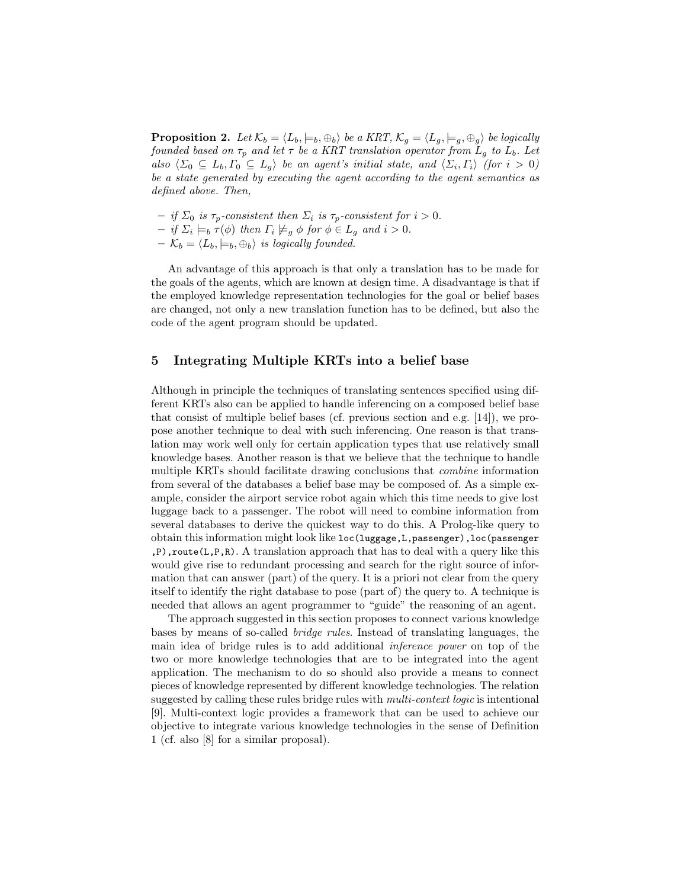**Proposition 2.** *Let $\mathcal{K}_b = \langle L_b, \models_b, \oplus_b \rangle$ be a KRT, $\mathcal{K}_g = \langle L_g, \models_g, \oplus_g \rangle$ be logically founded based on $\tau_p$ and let $\tau$ be a KRT translation operator from $L_g$ to $L_b$. Let also $\langle \Sigma_0 \subseteq L_b, \Gamma_0 \subseteq L_g \rangle$ be an agent's initial state, and $\langle \Sigma_i, \Gamma_i \rangle$ (for $i > 0$) be a state generated by executing the agent according to the agent semantics as defined above. Then,*

- *if $\Sigma_0$ is $\tau_p$-consistent then $\Sigma_i$ is $\tau_p$-consistent for $i > 0$.*
- *if $\Sigma_i \models_b \tau(\phi)$ then $\Gamma_i \not\models_g \phi$ for $\phi \in L_g$ and $i > 0$.*
- *$\mathcal{K}_b = \langle L_b, \models_b, \oplus_b \rangle$ is logically founded.*

An advantage of this approach is that only a translation has to be made for the goals of the agents, which are known at design time. A disadvantage is that if the employed knowledge representation technologies for the goal or belief bases are changed, not only a new translation function has to be defined, but also the code of the agent program should be updated.

## 5 Integrating Multiple KRTs into a belief base

Although in principle the techniques of translating sentences specified using different KRTs also can be applied to handle inferencing on a composed belief base that consist of multiple belief bases (cf. previous section and e.g. [14]), we propose another technique to deal with such inferencing. One reason is that translation may work well only for certain application types that use relatively small knowledge bases. Another reason is that we believe that the technique to handle multiple KRTs should facilitate drawing conclusions that *combine* information from several of the databases a belief base may be composed of. As a simple example, consider the airport service robot again which this time needs to give lost luggage back to a passenger. The robot will need to combine information from several databases to derive the quickest way to do this. A Prolog-like query to obtain this information might look like `loc(luggage,L,passenger),loc(passenger,P),route(L,P,R)`. A translation approach that has to deal with a query like this would give rise to redundant processing and search for the right source of information that can answer (part) of the query. It is a priori not clear from the query itself to identify the right database to pose (part of) the query to. A technique is needed that allows an agent programmer to "guide" the reasoning of an agent.

The approach suggested in this section proposes to connect various knowledge bases by means of so-called *bridge rules*. Instead of translating languages, the main idea of bridge rules is to add additional *inference power* on top of the two or more knowledge technologies that are to be integrated into the agent application. The mechanism to do so should also provide a means to connect pieces of knowledge represented by different knowledge technologies. The relation suggested by calling these rules bridge rules with *multi-context logic* is intentional [9]. Multi-context logic provides a framework that can be used to achieve our objective to integrate various knowledge technologies in the sense of Definition 1 (cf. also [8] for a similar proposal).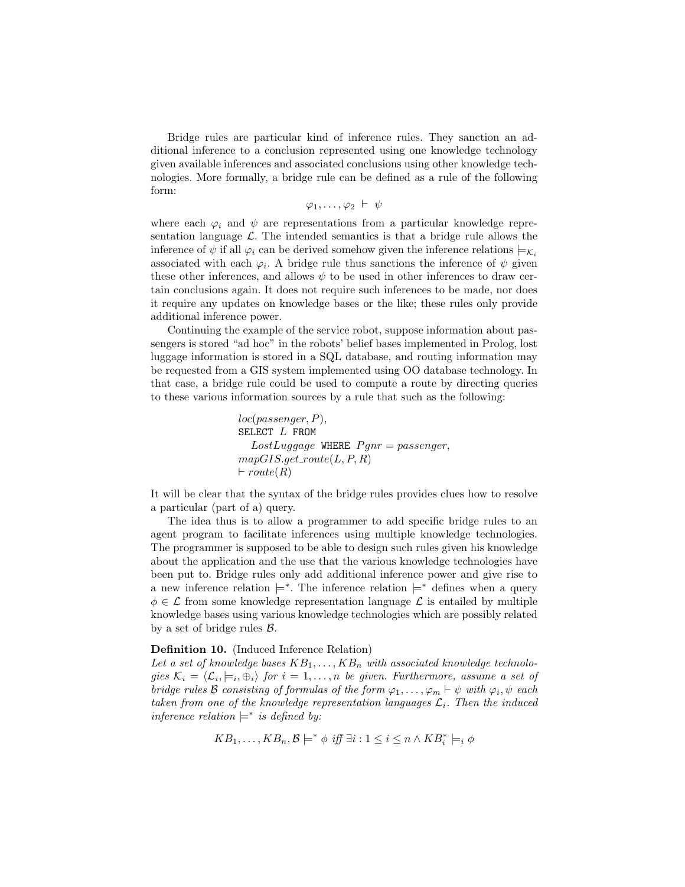Bridge rules are particular kind of inference rules. They sanction an additional inference to a conclusion represented using one knowledge technology given available inferences and associated conclusions using other knowledge technologies. More formally, a bridge rule can be defined as a rule of the following form:

$$\varphi_1, \ldots, \varphi_2 \vdash \psi$$

where each $\varphi_i$ and $\psi$ are representations from a particular knowledge representation language $\mathcal{L}$. The intended semantics is that a bridge rule allows the inference of $\psi$ if all $\varphi_i$ can be derived somehow given the inference relations $\models_{\mathcal{K}_i}$ associated with each $\varphi_i$. A bridge rule thus sanctions the inference of $\psi$ given these other inferences, and allows $\psi$ to be used in other inferences to draw certain conclusions again. It does not require such inferences to be made, nor does it require any updates on knowledge bases or the like; these rules only provide additional inference power.

Continuing the example of the service robot, suppose information about passengers is stored "ad hoc" in the robots' belief bases implemented in Prolog, lost luggage information is stored in a SQL database, and routing information may be requested from a GIS system implemented using OO database technology. In that case, a bridge rule could be used to compute a route by directing queries to these various information sources by a rule that such as the following:

$$\begin{array}{l} loc(passenger, P), \\ \texttt{SELECT } L \texttt{ FROM} \\ \quad LostLuggage \texttt{ WHERE } Pgnr = passenger, \\ mapGIS.get\_route(L, P, R) \\ \vdash route(R) \end{array}$$

It will be clear that the syntax of the bridge rules provides clues how to resolve a particular (part of a) query.

The idea thus is to allow a programmer to add specific bridge rules to an agent program to facilitate inferences using multiple knowledge technologies. The programmer is supposed to be able to design such rules given his knowledge about the application and the use that the various knowledge technologies have been put to. Bridge rules only add additional inference power and give rise to a new inference relation $\models^*$. The inference relation $\models^*$ defines when a query $\phi \in \mathcal{L}$ from some knowledge representation language $\mathcal{L}$ is entailed by multiple knowledge bases using various knowledge technologies which are possibly related by a set of bridge rules $\mathcal{B}$.

**Definition 10.** (Induced Inference Relation)
*Let a set of knowledge bases $KB_1, \ldots, KB_n$ with associated knowledge technologies $\mathcal{K}_i = \langle \mathcal{L}_i, \models_i, \oplus_i \rangle$ for $i = 1, \ldots, n$ be given. Furthermore, assume a set of bridge rules $\mathcal{B}$ consisting of formulas of the form $\varphi_1, \ldots, \varphi_m \vdash \psi$ with $\varphi_i, \psi$ each taken from one of the knowledge representation languages $\mathcal{L}_i$. Then the induced inference relation $\models^*$ is defined by:*

$$KB_1, \ldots, KB_n, \mathcal{B} \models^* \phi \text{ iff } \exists i : 1 \leq i \leq n \wedge KB_i^* \models_i \phi$$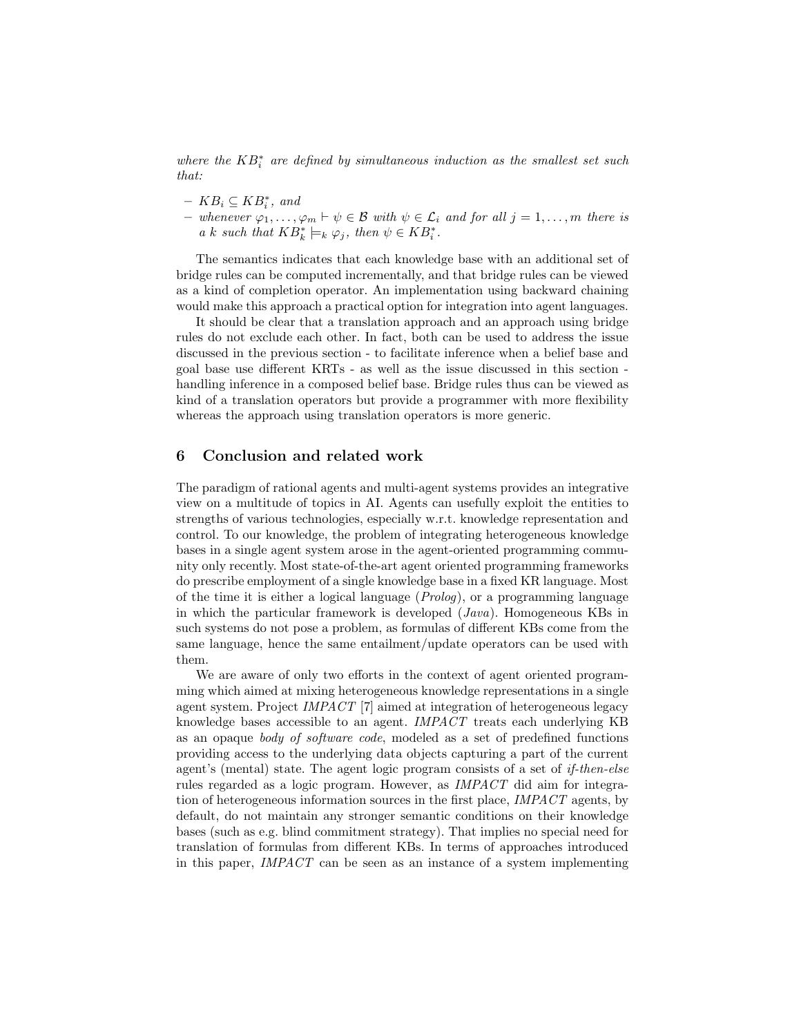*where the $KB_i^*$ are defined by simultaneous induction as the smallest set such that:*

- $KB_i \subseteq KB_i^*$, *and*
- *whenever* $\varphi_1, \ldots, \varphi_m \vdash \psi \in \mathcal{B}$ *with* $\psi \in \mathcal{L}_i$ *and for all* $j = 1, \ldots, m$ *there is a* $k$ *such that* $KB_k^* \models_k \varphi_j$, *then* $\psi \in KB_i^*$.

The semantics indicates that each knowledge base with an additional set of bridge rules can be computed incrementally, and that bridge rules can be viewed as a kind of completion operator. An implementation using backward chaining would make this approach a practical option for integration into agent languages.

It should be clear that a translation approach and an approach using bridge rules do not exclude each other. In fact, both can be used to address the issue discussed in the previous section - to facilitate inference when a belief base and goal base use different KRTs - as well as the issue discussed in this section - handling inference in a composed belief base. Bridge rules thus can be viewed as kind of a translation operators but provide a programmer with more flexibility whereas the approach using translation operators is more generic.

## 6 Conclusion and related work

The paradigm of rational agents and multi-agent systems provides an integrative view on a multitude of topics in AI. Agents can usefully exploit the entities to strengths of various technologies, especially w.r.t. knowledge representation and control. To our knowledge, the problem of integrating heterogeneous knowledge bases in a single agent system arose in the agent-oriented programming community only recently. Most state-of-the-art agent oriented programming frameworks do prescribe employment of a single knowledge base in a fixed KR language. Most of the time it is either a logical language (*Prolog*), or a programming language in which the particular framework is developed (*Java*). Homogeneous KBs in such systems do not pose a problem, as formulas of different KBs come from the same language, hence the same entailment/update operators can be used with them.

We are aware of only two efforts in the context of agent oriented programming which aimed at mixing heterogeneous knowledge representations in a single agent system. Project *IMPACT* [7] aimed at integration of heterogeneous legacy knowledge bases accessible to an agent. *IMPACT* treats each underlying KB as an opaque *body of software code*, modeled as a set of predefined functions providing access to the underlying data objects capturing a part of the current agent's (mental) state. The agent logic program consists of a set of *if-then-else* rules regarded as a logic program. However, as *IMPACT* did aim for integration of heterogeneous information sources in the first place, *IMPACT* agents, by default, do not maintain any stronger semantic conditions on their knowledge bases (such as e.g. blind commitment strategy). That implies no special need for translation of formulas from different KBs. In terms of approaches introduced in this paper, *IMPACT* can be seen as an instance of a system implementing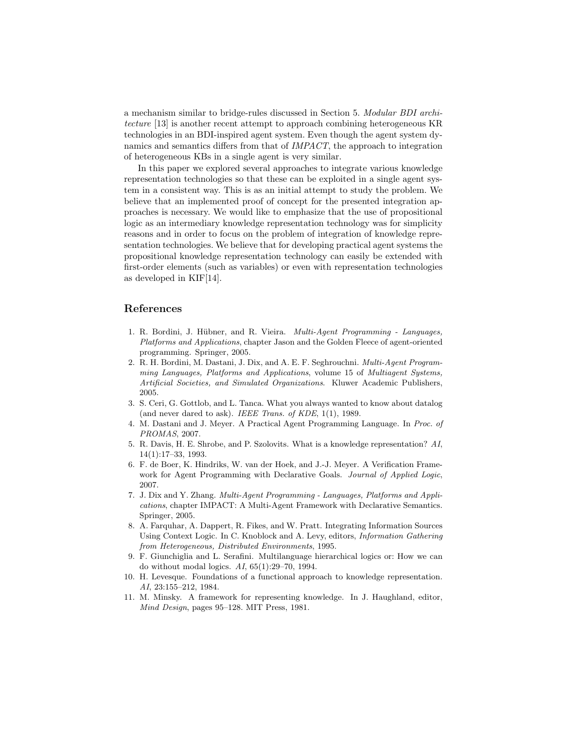a mechanism similar to bridge-rules discussed in Section 5. *Modular BDI architecture* [13] is another recent attempt to approach combining heterogeneous KR technologies in an BDI-inspired agent system. Even though the agent system dynamics and semantics differs from that of *IMPACT*, the approach to integration of heterogeneous KBs in a single agent is very similar.

In this paper we explored several approaches to integrate various knowledge representation technologies so that these can be exploited in a single agent system in a consistent way. This is as an initial attempt to study the problem. We believe that an implemented proof of concept for the presented integration approaches is necessary. We would like to emphasize that the use of propositional logic as an intermediary knowledge representation technology was for simplicity reasons and in order to focus on the problem of integration of knowledge representation technologies. We believe that for developing practical agent systems the propositional knowledge representation technology can easily be extended with first-order elements (such as variables) or even with representation technologies as developed in KIF[14].

## References

1. R. Bordini, J. Hübner, and R. Vieira. *Multi-Agent Programming - Languages, Platforms and Applications*, chapter Jason and the Golden Fleece of agent-oriented programming. Springer, 2005.
2. R. H. Bordini, M. Dastani, J. Dix, and A. E. F. Seghrouchni. *Multi-Agent Programming Languages, Platforms and Applications*, volume 15 of *Multiagent Systems, Artificial Societies, and Simulated Organizations*. Kluwer Academic Publishers, 2005.
3. S. Ceri, G. Gottlob, and L. Tanca. What you always wanted to know about datalog (and never dared to ask). *IEEE Trans. of KDE*, 1(1), 1989.
4. M. Dastani and J. Meyer. A Practical Agent Programming Language. In *Proc. of PROMAS*, 2007.
5. R. Davis, H. E. Shrobe, and P. Szolovits. What is a knowledge representation? *AI*, 14(1):17–33, 1993.
6. F. de Boer, K. Hindriks, W. van der Hoek, and J.-J. Meyer. A Verification Framework for Agent Programming with Declarative Goals. *Journal of Applied Logic*, 2007.
7. J. Dix and Y. Zhang. *Multi-Agent Programming - Languages, Platforms and Applications*, chapter IMPACT: A Multi-Agent Framework with Declarative Semantics. Springer, 2005.
8. A. Farquhar, A. Dappert, R. Fikes, and W. Pratt. Integrating Information Sources Using Context Logic. In C. Knoblock and A. Levy, editors, *Information Gathering from Heterogeneous, Distributed Environments*, 1995.
9. F. Giunchiglia and L. Serafini. Multilanguage hierarchical logics or: How we can do without modal logics. *AI*, 65(1):29–70, 1994.
10. H. Levesque. Foundations of a functional approach to knowledge representation. *AI*, 23:155–212, 1984.
11. M. Minsky. A framework for representing knowledge. In J. Haughland, editor, *Mind Design*, pages 95–128. MIT Press, 1981.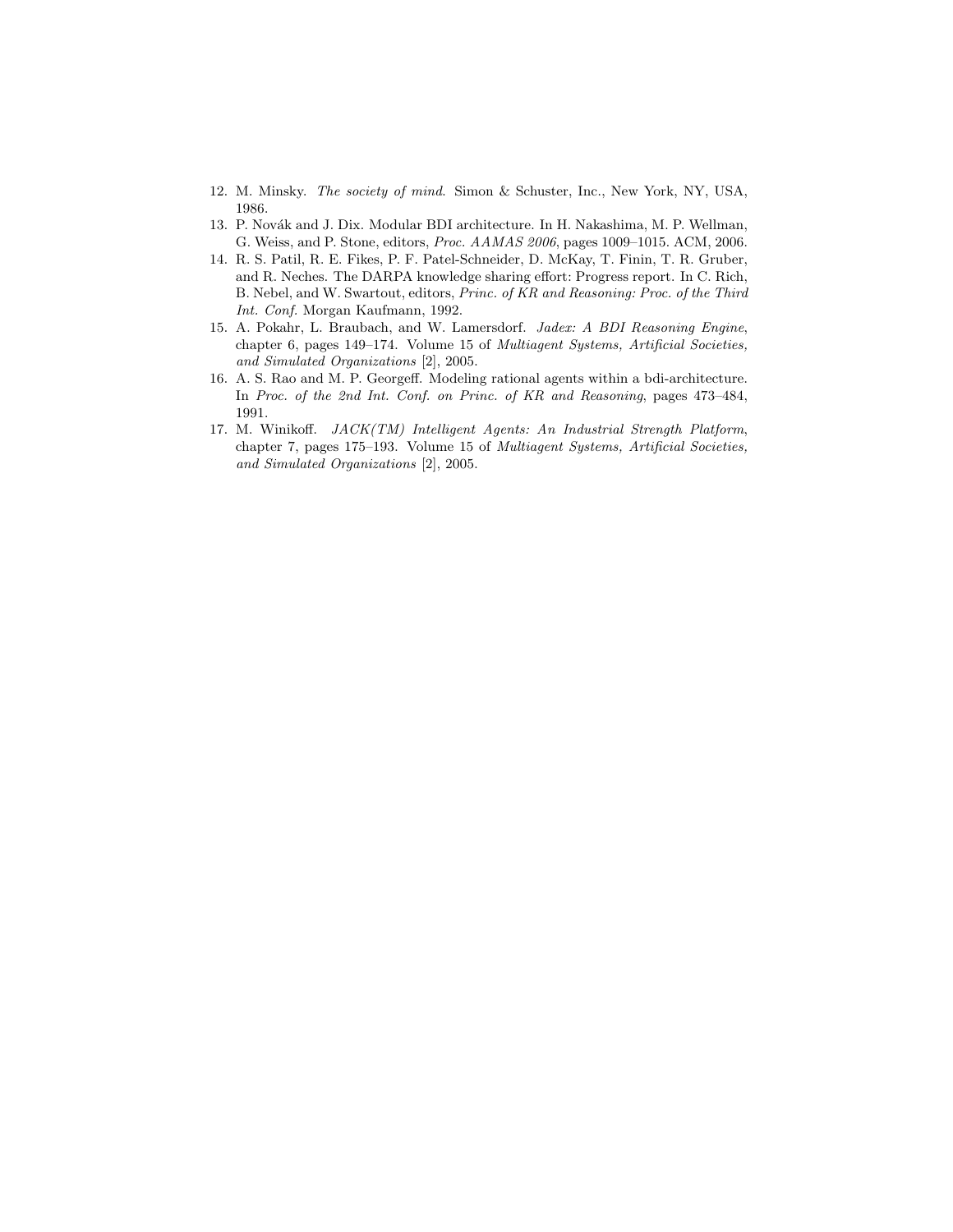12. M. Minsky. *The society of mind*. Simon & Schuster, Inc., New York, NY, USA, 1986.
13. P. Novák and J. Dix. Modular BDI architecture. In H. Nakashima, M. P. Wellman, G. Weiss, and P. Stone, editors, *Proc. AAMAS 2006*, pages 1009–1015. ACM, 2006.
14. R. S. Patil, R. E. Fikes, P. F. Patel-Schneider, D. McKay, T. Finin, T. R. Gruber, and R. Neches. The DARPA knowledge sharing effort: Progress report. In C. Rich, B. Nebel, and W. Swartout, editors, *Princ. of KR and Reasoning: Proc. of the Third Int. Conf.* Morgan Kaufmann, 1992.
15. A. Pokahr, L. Braubach, and W. Lamersdorf. *Jadex: A BDI Reasoning Engine*, chapter 6, pages 149–174. Volume 15 of *Multiagent Systems, Artificial Societies, and Simulated Organizations* [2], 2005.
16. A. S. Rao and M. P. Georgeff. Modeling rational agents within a bdi-architecture. In *Proc. of the 2nd Int. Conf. on Princ. of KR and Reasoning*, pages 473–484, 1991.
17. M. Winikoff. *JACK(TM) Intelligent Agents: An Industrial Strength Platform*, chapter 7, pages 175–193. Volume 15 of *Multiagent Systems, Artificial Societies, and Simulated Organizations* [2], 2005.